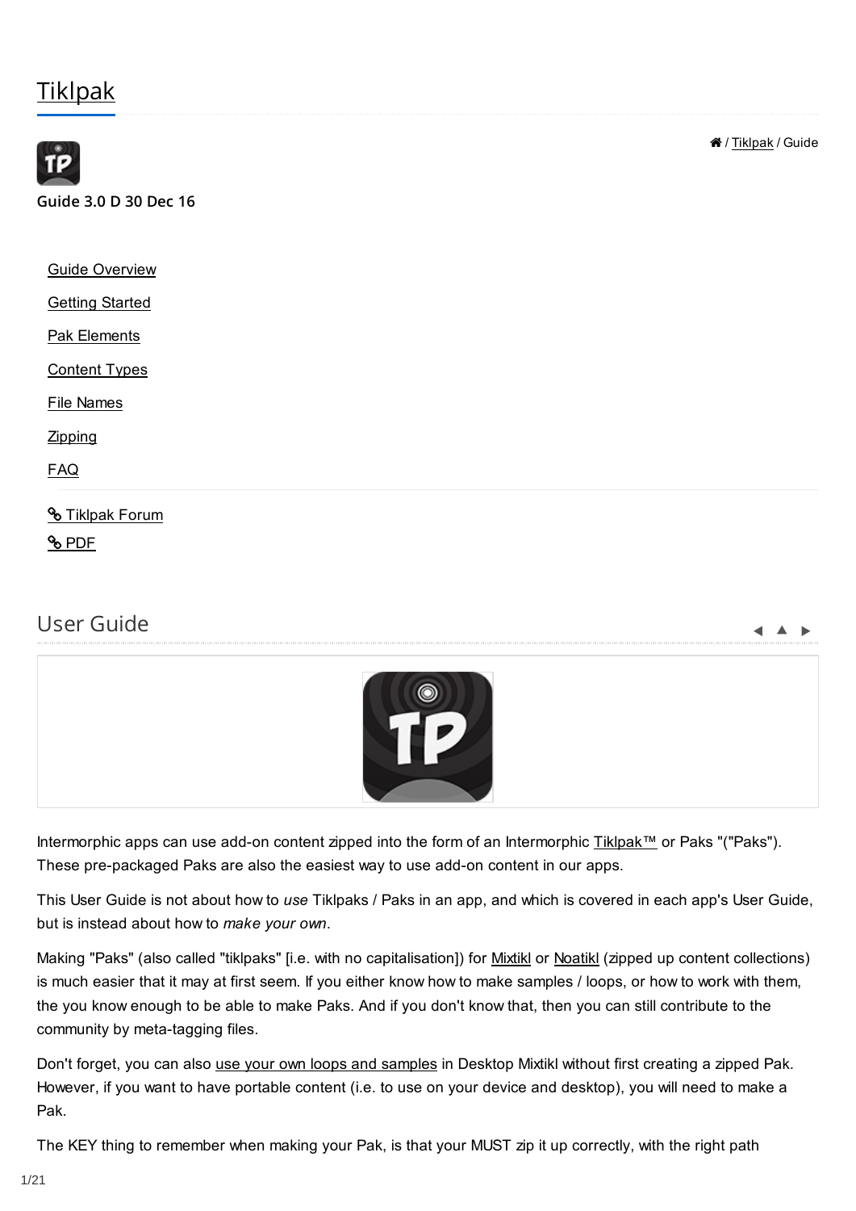# Tiklpak

🏠 / Tiklpak / Guide

Guide 3.0 D 30 Dec 16

- Guide Overview
- Getting Started
- Pak Elements
- Content Types
- File Names
- Zipping
- FAQ

- Tiklpak Forum
- PDF

## User Guide

Intermorphic apps can use add-on content zipped into the form of an Intermorphic Tiklpak™ or Paks "("Paks"). These pre-packaged Paks are also the easiest way to use add-on content in our apps.

This User Guide is not about how to *use* Tiklpaks / Paks in an app, and which is covered in each app's User Guide, but is instead about how to *make your own*.

Making "Paks" (also called "tiklpaks" [i.e. with no capitalisation]) for Mixtikl or Noatikl (zipped up content collections) is much easier that it may at first seem. If you either know how to make samples / loops, or how to work with them, the you know enough to be able to make Paks. And if you don't know that, then you can still contribute to the community by meta-tagging files.

Don't forget, you can also use your own loops and samples in Desktop Mixtikl without first creating a zipped Pak. However, if you want to have portable content (i.e. to use on your device and desktop), you will need to make a Pak.

The KEY thing to remember when making your Pak, is that your MUST zip it up correctly, with the right path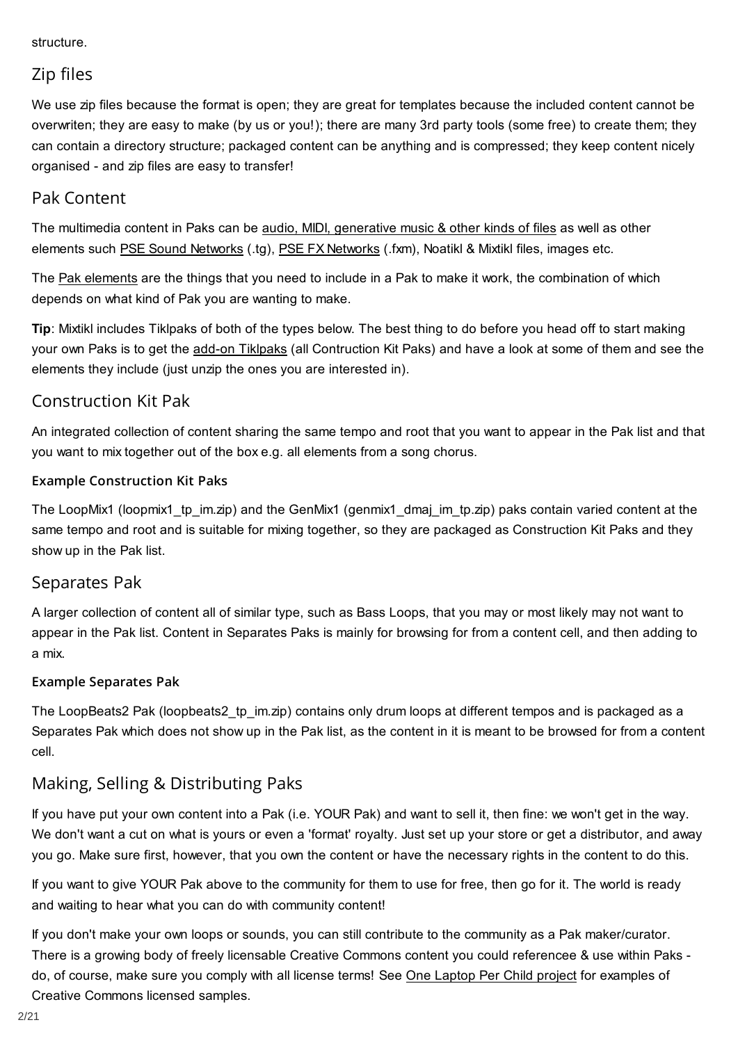structure.

## Zip files

We use zip files because the format is open; they are great for templates because the included content cannot be overwriten; they are easy to make (by us or you!); there are many 3rd party tools (some free) to create them; they can contain a directory structure; packaged content can be anything and is compressed; they keep content nicely organised - and zip files are easy to transfer!

## Pak Content

The multimedia content in Paks can be audio, MIDI, generative music & other kinds of files as well as other elements such PSE Sound Networks (.tg), PSE FX Networks (.fxm), Noatikl & Mixtikl files, images etc.

The Pak elements are the things that you need to include in a Pak to make it work, the combination of which depends on what kind of Pak you are wanting to make.

**Tip**: Mixtikl includes Tiklpaks of both of the types below. The best thing to do before you head off to start making your own Paks is to get the add-on Tiklpaks (all Contruction Kit Paks) and have a look at some of them and see the elements they include (just unzip the ones you are interested in).

## Construction Kit Pak

An integrated collection of content sharing the same tempo and root that you want to appear in the Pak list and that you want to mix together out of the box e.g. all elements from a song chorus.

#### Example Construction Kit Paks

The LoopMix1 (loopmix1_tp_im.zip) and the GenMix1 (genmix1_dmaj_im_tp.zip) paks contain varied content at the same tempo and root and is suitable for mixing together, so they are packaged as Construction Kit Paks and they show up in the Pak list.

## Separates Pak

A larger collection of content all of similar type, such as Bass Loops, that you may or most likely may not want to appear in the Pak list. Content in Separates Paks is mainly for browsing for from a content cell, and then adding to a mix.

#### Example Separates Pak

The LoopBeats2 Pak (loopbeats2_tp_im.zip) contains only drum loops at different tempos and is packaged as a Separates Pak which does not show up in the Pak list, as the content in it is meant to be browsed for from a content cell.

## Making, Selling & Distributing Paks

If you have put your own content into a Pak (i.e. YOUR Pak) and want to sell it, then fine: we won't get in the way. We don't want a cut on what is yours or even a 'format' royalty. Just set up your store or get a distributor, and away you go. Make sure first, however, that you own the content or have the necessary rights in the content to do this.

If you want to give YOUR Pak above to the community for them to use for free, then go for it. The world is ready and waiting to hear what you can do with community content!

If you don't make your own loops or sounds, you can still contribute to the community as a Pak maker/curator. There is a growing body of freely licensable Creative Commons content you could referencee & use within Paks - do, of course, make sure you comply with all license terms! See One Laptop Per Child project for examples of Creative Commons licensed samples.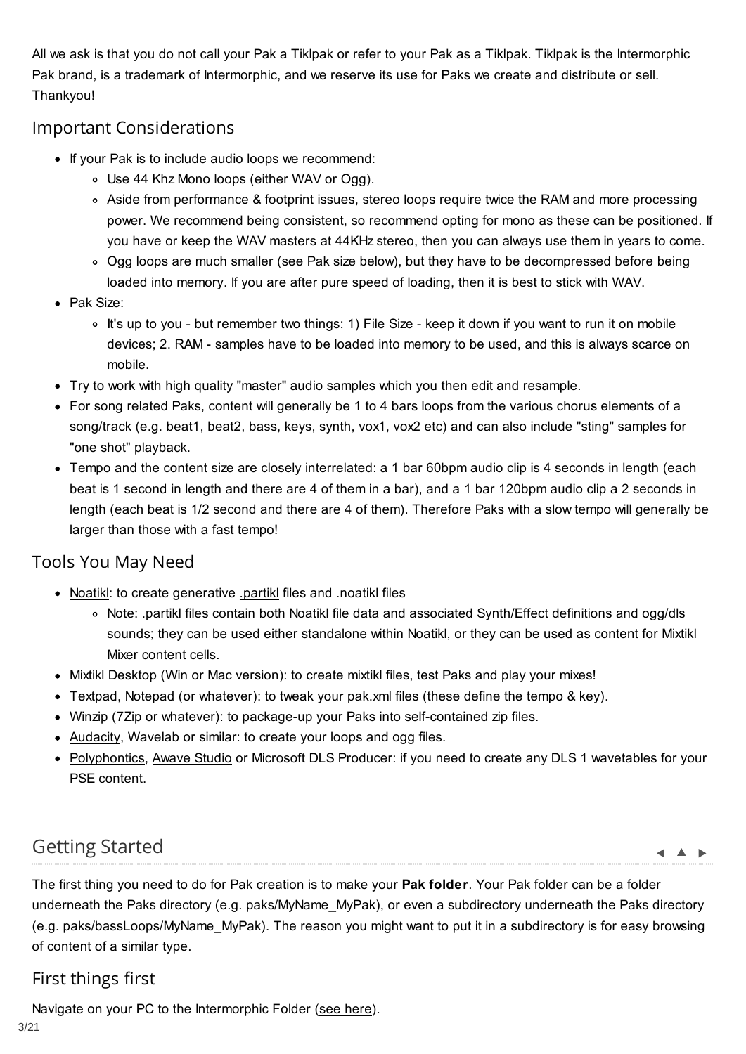All we ask is that you do not call your Pak a Tiklpak or refer to your Pak as a Tiklpak. Tiklpak is the Intermorphic Pak brand, is a trademark of Intermorphic, and we reserve its use for Paks we create and distribute or sell. Thankyou!

## Important Considerations

- If your Pak is to include audio loops we recommend:
  - Use 44 Khz Mono loops (either WAV or Ogg).
  - Aside from performance & footprint issues, stereo loops require twice the RAM and more processing power. We recommend being consistent, so recommend opting for mono as these can be positioned. If you have or keep the WAV masters at 44KHz stereo, then you can always use them in years to come.
  - Ogg loops are much smaller (see Pak size below), but they have to be decompressed before being loaded into memory. If you are after pure speed of loading, then it is best to stick with WAV.
- Pak Size:
  - It's up to you - but remember two things: 1) File Size - keep it down if you want to run it on mobile devices; 2. RAM - samples have to be loaded into memory to be used, and this is always scarce on mobile.
- Try to work with high quality "master" audio samples which you then edit and resample.
- For song related Paks, content will generally be 1 to 4 bars loops from the various chorus elements of a song/track (e.g. beat1, beat2, bass, keys, synth, vox1, vox2 etc) and can also include "sting" samples for "one shot" playback.
- Tempo and the content size are closely interrelated: a 1 bar 60bpm audio clip is 4 seconds in length (each beat is 1 second in length and there are 4 of them in a bar), and a 1 bar 120bpm audio clip a 2 seconds in length (each beat is 1/2 second and there are 4 of them). Therefore Paks with a slow tempo will generally be larger than those with a fast tempo!

## Tools You May Need

- Noatikl: to create generative .partikl files and .noatikl files
  - Note: .partikl files contain both Noatikl file data and associated Synth/Effect definitions and ogg/dls sounds; they can be used either standalone within Noatikl, or they can be used as content for Mixtikl Mixer content cells.
- Mixtikl Desktop (Win or Mac version): to create mixtikl files, test Paks and play your mixes!
- Textpad, Notepad (or whatever): to tweak your pak.xml files (these define the tempo & key).
- Winzip (7Zip or whatever): to package-up your Paks into self-contained zip files.
- Audacity, Wavelab or similar: to create your loops and ogg files.
- Polyphontics, Awave Studio or Microsoft DLS Producer: if you need to create any DLS 1 wavetables for your PSE content.

# Getting Started

The first thing you need to do for Pak creation is to make your **Pak folder**. Your Pak folder can be a folder underneath the Paks directory (e.g. paks/MyName_MyPak), or even a subdirectory underneath the Paks directory (e.g. paks/bassLoops/MyName_MyPak). The reason you might want to put it in a subdirectory is for easy browsing of content of a similar type.

## First things first

Navigate on your PC to the Intermorphic Folder (see here).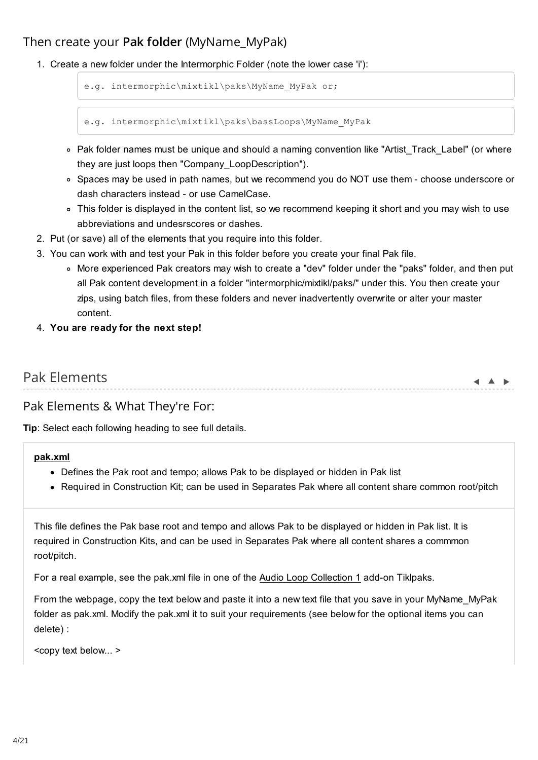## Then create your **Pak folder** (MyName_MyPak)

1. Create a new folder under the Intermorphic Folder (note the lower case 'i'):

   ```
   e.g. intermorphic\mixtikl\paks\MyName_MyPak or;
   ```

   ```
   e.g. intermorphic\mixtikl\paks\bassLoops\MyName_MyPak
   ```

   - Pak folder names must be unique and should a naming convention like "Artist_Track_Label" (or where they are just loops then "Company_LoopDescription").
   - Spaces may be used in path names, but we recommend you do NOT use them - choose underscore or dash characters instead - or use CamelCase.
   - This folder is displayed in the content list, so we recommend keeping it short and you may wish to use abbreviations and undesrscores or dashes.
2. Put (or save) all of the elements that you require into this folder.
3. You can work with and test your Pak in this folder before you create your final Pak file.
   - More experienced Pak creators may wish to create a "dev" folder under the "paks" folder, and then put all Pak content development in a folder "intermorphic/mixtikl/paks/" under this. You then create your zips, using batch files, from these folders and never inadvertently overwrite or alter your master content.
4. **You are ready for the next step!**

# Pak Elements

## Pak Elements & What They're For:

**Tip**: Select each following heading to see full details.

**pak.xml**

- Defines the Pak root and tempo; allows Pak to be displayed or hidden in Pak list
- Required in Construction Kit; can be used in Separates Pak where all content share common root/pitch

This file defines the Pak base root and tempo and allows Pak to be displayed or hidden in Pak list. It is required in Construction Kits, and can be used in Separates Pak where all content shares a commmon root/pitch.

For a real example, see the pak.xml file in one of the Audio Loop Collection 1 add-on Tiklpaks.

From the webpage, copy the text below and paste it into a new text file that you save in your MyName_MyPak folder as pak.xml. Modify the pak.xml it to suit your requirements (see below for the optional items you can delete) :

<copy text below... >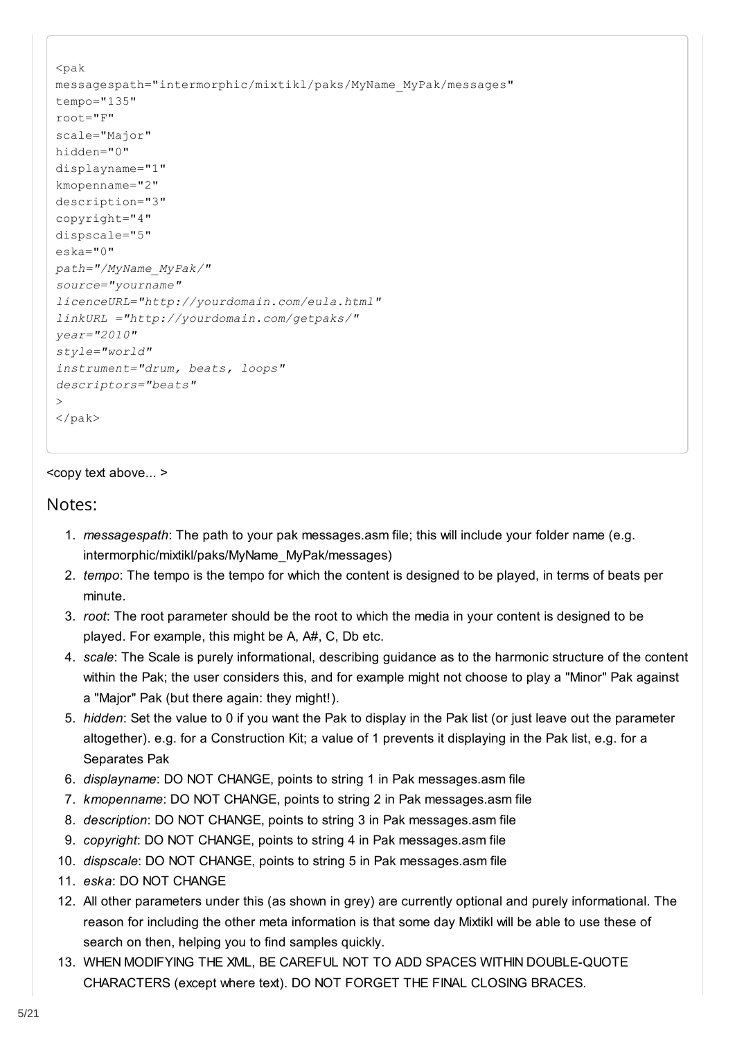```
<pak
messagespath="intermorphic/mixtikl/paks/MyName_MyPak/messages"
tempo="135"
root="F"
scale="Major"
hidden="0"
displayname="1"
kmopenname="2"
description="3"
copyright="4"
dispscale="5"
eska="0"
path="/MyName_MyPak/"
source="yourname"
licenceURL="http://yourdomain.com/eula.html"
linkURL ="http://yourdomain.com/getpaks/"
year="2010"
style="world"
instrument="drum, beats, loops"
descriptors="beats"
>
</pak>
```

<copy text above... >

## Notes:

1. *messagespath*: The path to your pak messages.asm file; this will include your folder name (e.g. intermorphic/mixtikl/paks/MyName_MyPak/messages)
2. *tempo*: The tempo is the tempo for which the content is designed to be played, in terms of beats per minute.
3. *root*: The root parameter should be the root to which the media in your content is designed to be played. For example, this might be A, A#, C, Db etc.
4. *scale*: The Scale is purely informational, describing guidance as to the harmonic structure of the content within the Pak; the user considers this, and for example might not choose to play a "Minor" Pak against a "Major" Pak (but there again: they might!).
5. *hidden*: Set the value to 0 if you want the Pak to display in the Pak list (or just leave out the parameter altogether). e.g. for a Construction Kit; a value of 1 prevents it displaying in the Pak list, e.g. for a Separates Pak
6. *displayname*: DO NOT CHANGE, points to string 1 in Pak messages.asm file
7. *kmopenname*: DO NOT CHANGE, points to string 2 in Pak messages.asm file
8. *description*: DO NOT CHANGE, points to string 3 in Pak messages.asm file
9. *copyright*: DO NOT CHANGE, points to string 4 in Pak messages.asm file
10. *dispscale*: DO NOT CHANGE, points to string 5 in Pak messages.asm file
11. *eska*: DO NOT CHANGE
12. All other parameters under this (as shown in grey) are currently optional and purely informational. The reason for including the other meta information is that some day Mixtikl will be able to use these of search on then, helping you to find samples quickly.
13. WHEN MODIFYING THE XML, BE CAREFUL NOT TO ADD SPACES WITHIN DOUBLE-QUOTE CHARACTERS (except where text). DO NOT FORGET THE FINAL CLOSING BRACES.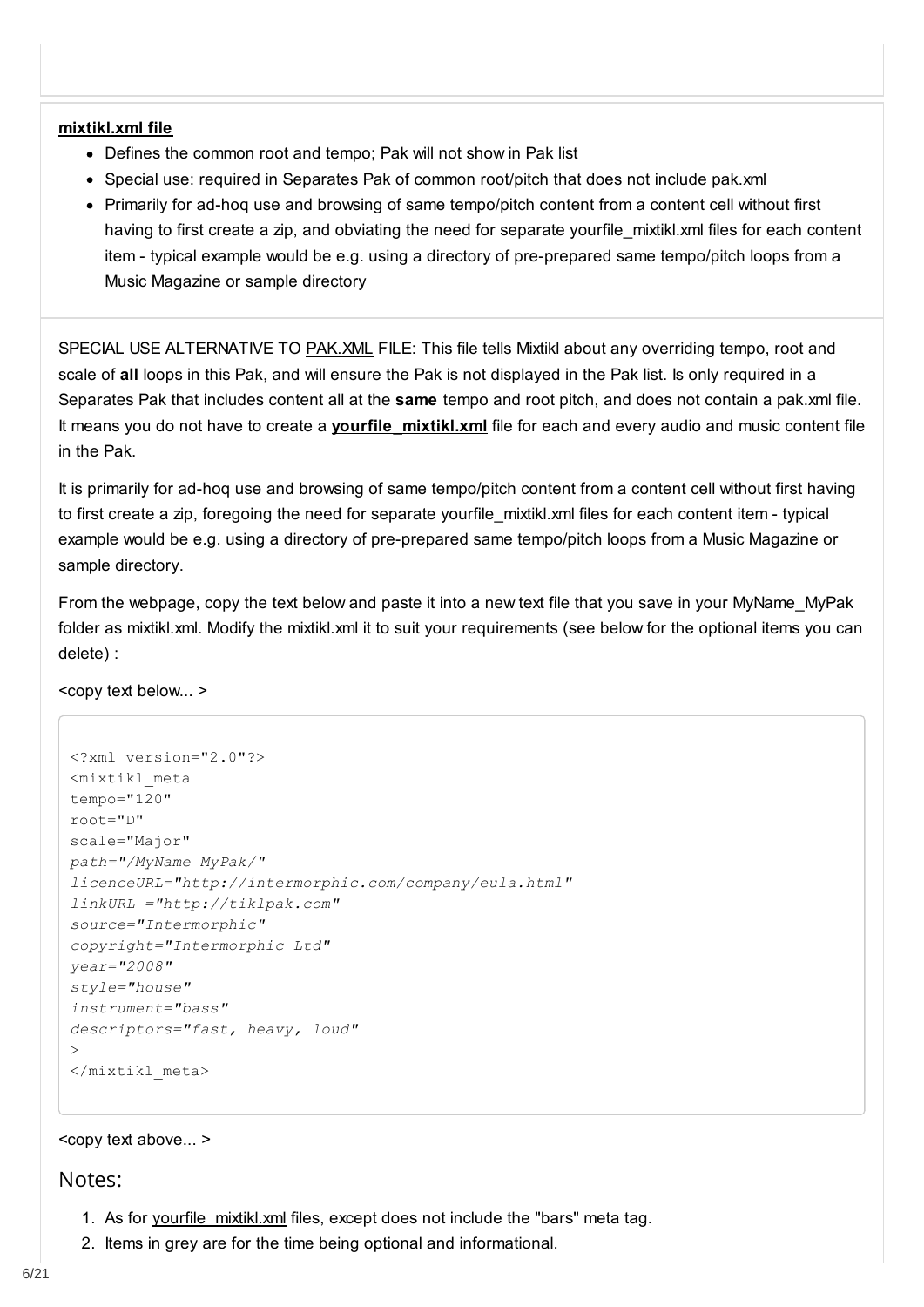**mixtikl.xml file**

- Defines the common root and tempo; Pak will not show in Pak list
- Special use: required in Separates Pak of common root/pitch that does not include pak.xml
- Primarily for ad-hoq use and browsing of same tempo/pitch content from a content cell without first having to first create a zip, and obviating the need for separate yourfile_mixtikl.xml files for each content item - typical example would be e.g. using a directory of pre-prepared same tempo/pitch loops from a Music Magazine or sample directory

SPECIAL USE ALTERNATIVE TO PAK.XML FILE: This file tells Mixtikl about any overriding tempo, root and scale of **all** loops in this Pak, and will ensure the Pak is not displayed in the Pak list. Is only required in a Separates Pak that includes content all at the **same** tempo and root pitch, and does not contain a pak.xml file. It means you do not have to create a **yourfile_mixtikl.xml** file for each and every audio and music content file in the Pak.

It is primarily for ad-hoq use and browsing of same tempo/pitch content from a content cell without first having to first create a zip, foregoing the need for separate yourfile_mixtikl.xml files for each content item - typical example would be e.g. using a directory of pre-prepared same tempo/pitch loops from a Music Magazine or sample directory.

From the webpage, copy the text below and paste it into a new text file that you save in your MyName_MyPak folder as mixtikl.xml. Modify the mixtikl.xml it to suit your requirements (see below for the optional items you can delete) :

<copy text below... >

```
<?xml version="2.0"?>
<mixtikl_meta
tempo="120"
root="D"
scale="Major"
path="/MyName_MyPak/"
licenceURL="http://intermorphic.com/company/eula.html"
linkURL ="http://tiklpak.com"
source="Intermorphic"
copyright="Intermorphic Ltd"
year="2008"
style="house"
instrument="bass"
descriptors="fast, heavy, loud"
>
</mixtikl_meta>
```

<copy text above... >

## Notes:

1. As for yourfile_mixtikl.xml files, except does not include the "bars" meta tag.
2. Items in grey are for the time being optional and informational.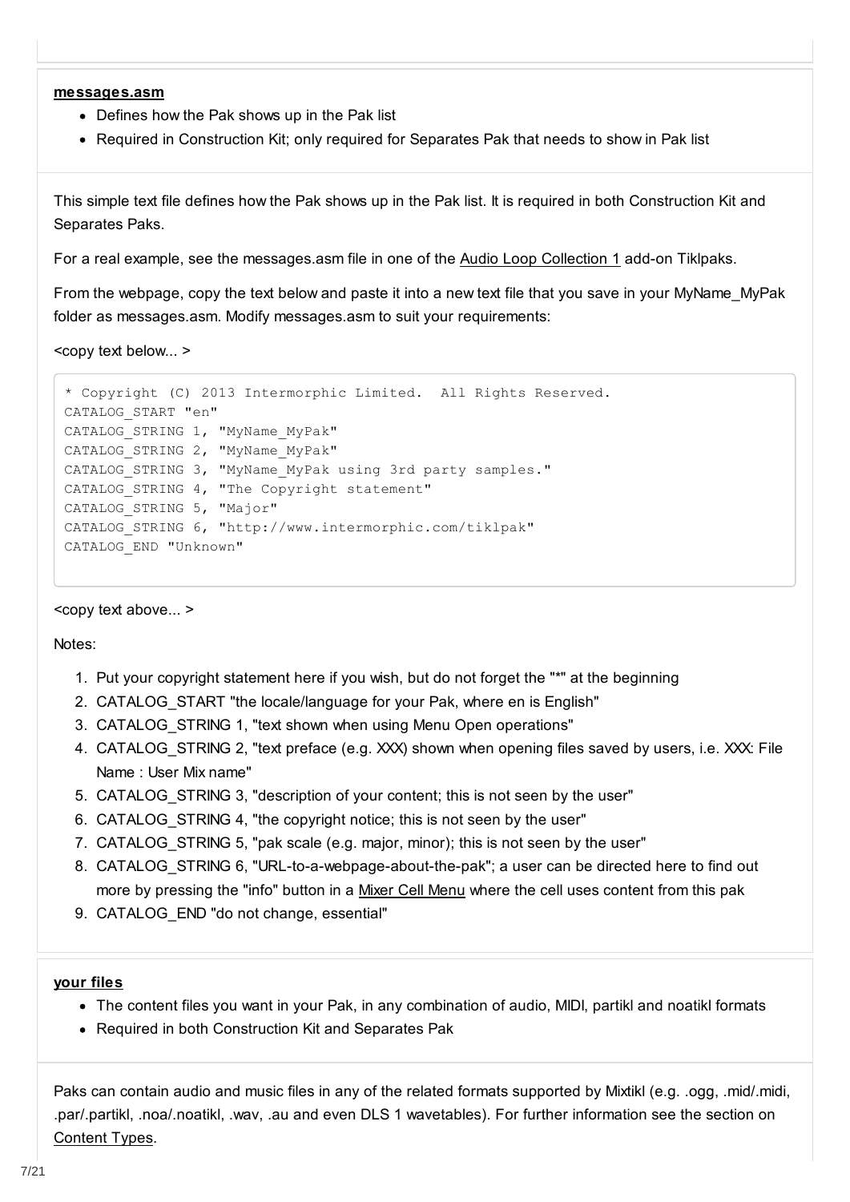**messages.asm**

- Defines how the Pak shows up in the Pak list
- Required in Construction Kit; only required for Separates Pak that needs to show in Pak list

This simple text file defines how the Pak shows up in the Pak list. It is required in both Construction Kit and Separates Paks.

For a real example, see the messages.asm file in one of the Audio Loop Collection 1 add-on Tiklpaks.

From the webpage, copy the text below and paste it into a new text file that you save in your MyName_MyPak folder as messages.asm. Modify messages.asm to suit your requirements:

<copy text below... >

```
* Copyright (C) 2013 Intermorphic Limited.  All Rights Reserved.
CATALOG_START "en"
CATALOG_STRING 1, "MyName_MyPak"
CATALOG_STRING 2, "MyName_MyPak"
CATALOG_STRING 3, "MyName_MyPak using 3rd party samples."
CATALOG_STRING 4, "The Copyright statement"
CATALOG_STRING 5, "Major"
CATALOG_STRING 6, "http://www.intermorphic.com/tiklpak"
CATALOG_END "Unknown"
```

<copy text above... >

Notes:

1. Put your copyright statement here if you wish, but do not forget the "*" at the beginning
2. CATALOG_START "the locale/language for your Pak, where en is English"
3. CATALOG_STRING 1, "text shown when using Menu Open operations"
4. CATALOG_STRING 2, "text preface (e.g. XXX) shown when opening files saved by users, i.e. XXX: File Name : User Mix name"
5. CATALOG_STRING 3, "description of your content; this is not seen by the user"
6. CATALOG_STRING 4, "the copyright notice; this is not seen by the user"
7. CATALOG_STRING 5, "pak scale (e.g. major, minor); this is not seen by the user"
8. CATALOG_STRING 6, "URL-to-a-webpage-about-the-pak"; a user can be directed here to find out more by pressing the "info" button in a Mixer Cell Menu where the cell uses content from this pak
9. CATALOG_END "do not change, essential"

**your files**

- The content files you want in your Pak, in any combination of audio, MIDI, partikl and noatikl formats
- Required in both Construction Kit and Separates Pak

Paks can contain audio and music files in any of the related formats supported by Mixtikl (e.g. .ogg, .mid/.midi, .par/.partikl, .noa/.noatikl, .wav, .au and even DLS 1 wavetables). For further information see the section on Content Types.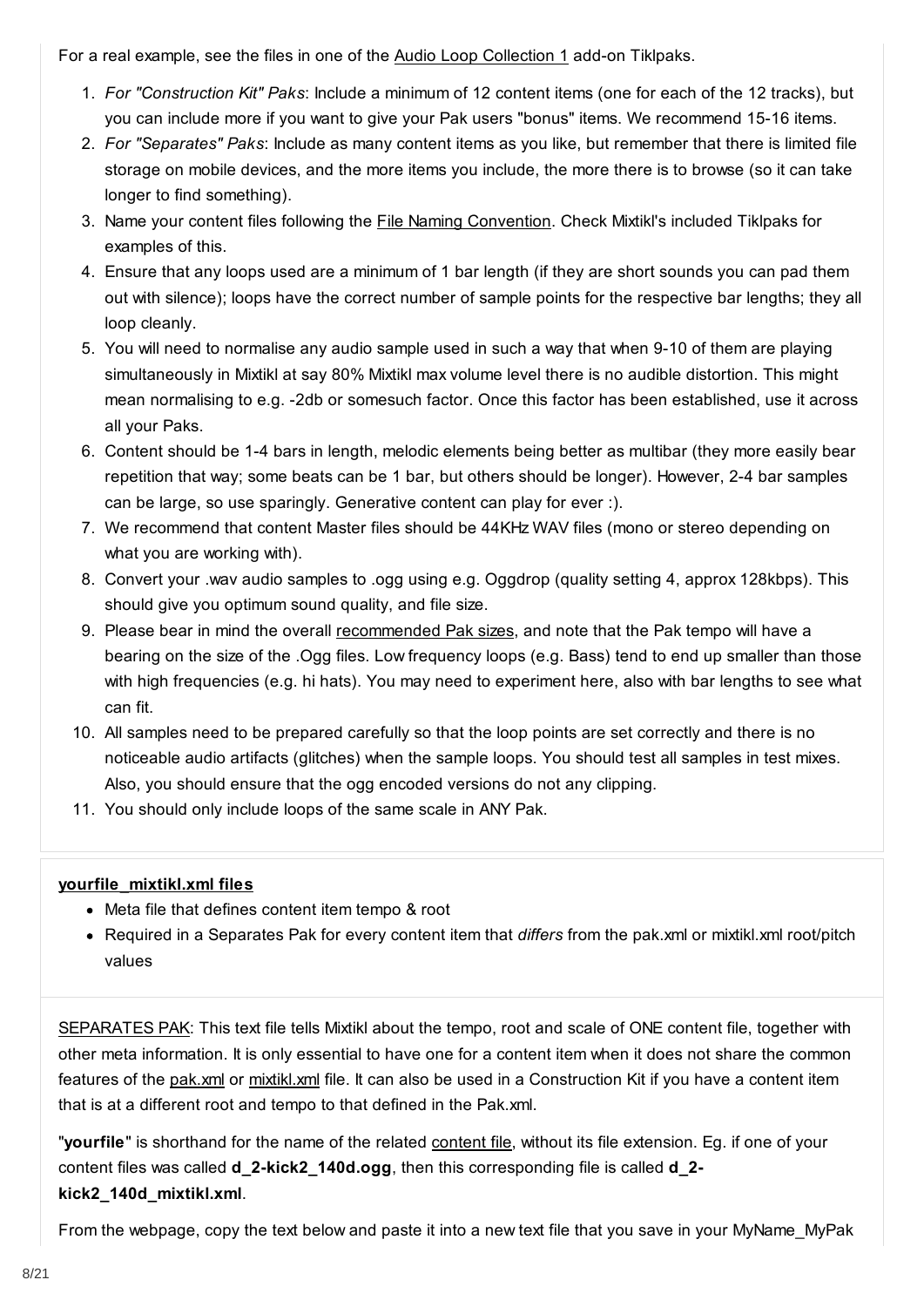For a real example, see the files in one of the Audio Loop Collection 1 add-on Tiklpaks.

1. *For "Construction Kit" Paks*: Include a minimum of 12 content items (one for each of the 12 tracks), but you can include more if you want to give your Pak users "bonus" items. We recommend 15-16 items.
2. *For "Separates" Paks*: Include as many content items as you like, but remember that there is limited file storage on mobile devices, and the more items you include, the more there is to browse (so it can take longer to find something).
3. Name your content files following the File Naming Convention. Check Mixtikl's included Tiklpaks for examples of this.
4. Ensure that any loops used are a minimum of 1 bar length (if they are short sounds you can pad them out with silence); loops have the correct number of sample points for the respective bar lengths; they all loop cleanly.
5. You will need to normalise any audio sample used in such a way that when 9-10 of them are playing simultaneously in Mixtikl at say 80% Mixtikl max volume level there is no audible distortion. This might mean normalising to e.g. -2db or somesuch factor. Once this factor has been established, use it across all your Paks.
6. Content should be 1-4 bars in length, melodic elements being better as multibar (they more easily bear repetition that way; some beats can be 1 bar, but others should be longer). However, 2-4 bar samples can be large, so use sparingly. Generative content can play for ever :).
7. We recommend that content Master files should be 44KHz WAV files (mono or stereo depending on what you are working with).
8. Convert your .wav audio samples to .ogg using e.g. Oggdrop (quality setting 4, approx 128kbps). This should give you optimum sound quality, and file size.
9. Please bear in mind the overall recommended Pak sizes, and note that the Pak tempo will have a bearing on the size of the .Ogg files. Low frequency loops (e.g. Bass) tend to end up smaller than those with high frequencies (e.g. hi hats). You may need to experiment here, also with bar lengths to see what can fit.
10. All samples need to be prepared carefully so that the loop points are set correctly and there is no noticeable audio artifacts (glitches) when the sample loops. You should test all samples in test mixes. Also, you should ensure that the ogg encoded versions do not any clipping.
11. You should only include loops of the same scale in ANY Pak.

**yourfile_mixtikl.xml files**

- Meta file that defines content item tempo & root
- Required in a Separates Pak for every content item that *differs* from the pak.xml or mixtikl.xml root/pitch values

SEPARATES PAK: This text file tells Mixtikl about the tempo, root and scale of ONE content file, together with other meta information. It is only essential to have one for a content item when it does not share the common features of the pak.xml or mixtikl.xml file. It can also be used in a Construction Kit if you have a content item that is at a different root and tempo to that defined in the Pak.xml.

"**yourfile**" is shorthand for the name of the related content file, without its file extension. Eg. if one of your content files was called **d_2-kick2_140d.ogg**, then this corresponding file is called **d_2-kick2_140d_mixtikl.xml**.

From the webpage, copy the text below and paste it into a new text file that you save in your MyName_MyPak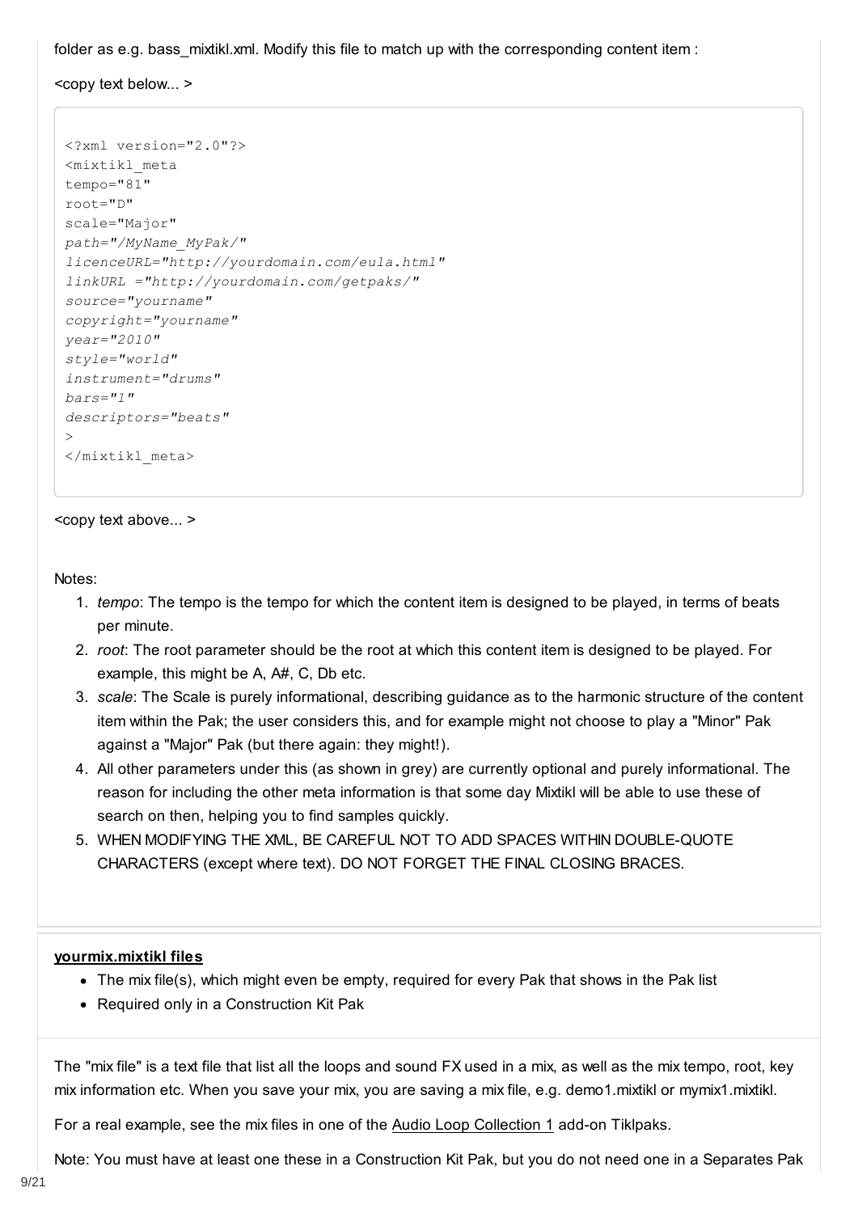folder as e.g. bass_mixtikl.xml. Modify this file to match up with the corresponding content item :

<copy text below... >

```
<?xml version="2.0"?>
<mixtikl_meta
tempo="81"
root="D"
scale="Major"
path="/MyName_MyPak/"
licenceURL="http://yourdomain.com/eula.html"
linkURL ="http://yourdomain.com/getpaks/"
source="yourname"
copyright="yourname"
year="2010"
style="world"
instrument="drums"
bars="1"
descriptors="beats"
>
</mixtikl_meta>
```

<copy text above... >

Notes:

1. *tempo*: The tempo is the tempo for which the content item is designed to be played, in terms of beats per minute.
2. *root*: The root parameter should be the root at which this content item is designed to be played. For example, this might be A, A#, C, Db etc.
3. *scale*: The Scale is purely informational, describing guidance as to the harmonic structure of the content item within the Pak; the user considers this, and for example might not choose to play a "Minor" Pak against a "Major" Pak (but there again: they might!).
4. All other parameters under this (as shown in grey) are currently optional and purely informational. The reason for including the other meta information is that some day Mixtikl will be able to use these of search on then, helping you to find samples quickly.
5. WHEN MODIFYING THE XML, BE CAREFUL NOT TO ADD SPACES WITHIN DOUBLE-QUOTE CHARACTERS (except where text). DO NOT FORGET THE FINAL CLOSING BRACES.

**yourmix.mixtikl files**

- The mix file(s), which might even be empty, required for every Pak that shows in the Pak list
- Required only in a Construction Kit Pak

The "mix file" is a text file that list all the loops and sound FX used in a mix, as well as the mix tempo, root, key mix information etc. When you save your mix, you are saving a mix file, e.g. demo1.mixtikl or mymix1.mixtikl.

For a real example, see the mix files in one of the Audio Loop Collection 1 add-on Tiklpaks.

Note: You must have at least one these in a Construction Kit Pak, but you do not need one in a Separates Pak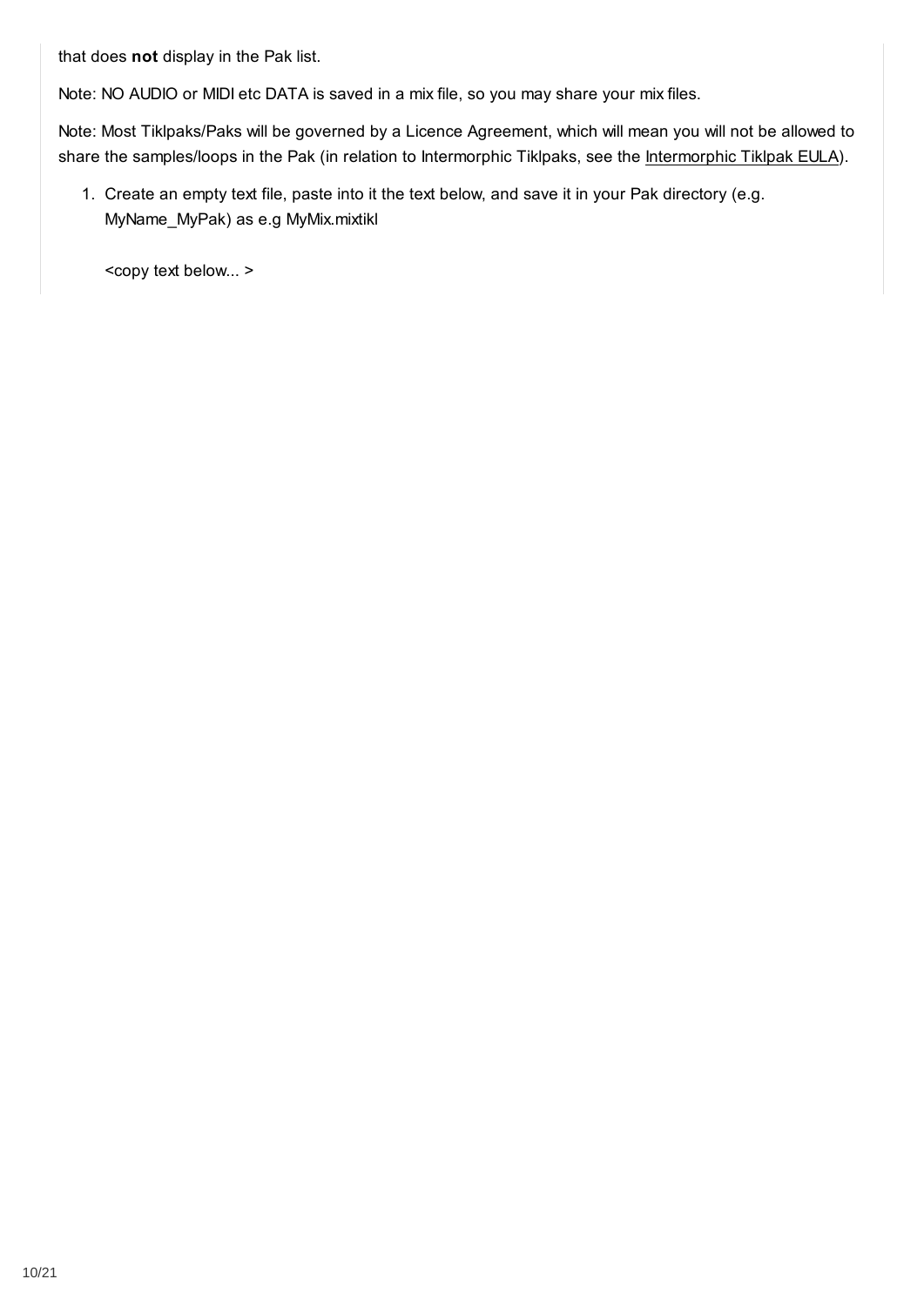that does **not** display in the Pak list.

Note: NO AUDIO or MIDI etc DATA is saved in a mix file, so you may share your mix files.

Note: Most Tiklpaks/Paks will be governed by a Licence Agreement, which will mean you will not be allowed to share the samples/loops in the Pak (in relation to Intermorphic Tiklpaks, see the Intermorphic Tiklpak EULA).

1. Create an empty text file, paste into it the text below, and save it in your Pak directory (e.g. MyName_MyPak) as e.g MyMix.mixtikl

   <copy text below... >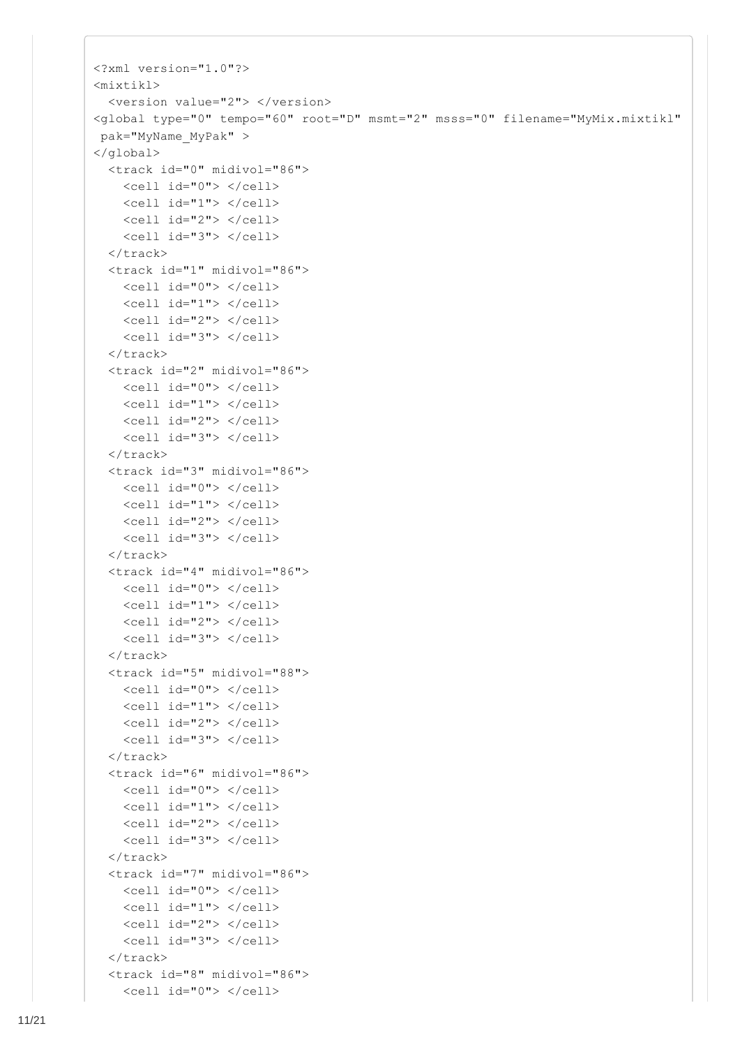```
<?xml version="1.0"?>
<mixtikl>
  <version value="2"> </version>
<global type="0" tempo="60" root="D" msmt="2" msss="0" filename="MyMix.mixtikl"
 pak="MyName_MyPak" >
</global>
  <track id="0" midivol="86">
    <cell id="0"> </cell>
    <cell id="1"> </cell>
    <cell id="2"> </cell>
    <cell id="3"> </cell>
  </track>
  <track id="1" midivol="86">
    <cell id="0"> </cell>
    <cell id="1"> </cell>
    <cell id="2"> </cell>
    <cell id="3"> </cell>
  </track>
  <track id="2" midivol="86">
    <cell id="0"> </cell>
    <cell id="1"> </cell>
    <cell id="2"> </cell>
    <cell id="3"> </cell>
  </track>
  <track id="3" midivol="86">
    <cell id="0"> </cell>
    <cell id="1"> </cell>
    <cell id="2"> </cell>
    <cell id="3"> </cell>
  </track>
  <track id="4" midivol="86">
    <cell id="0"> </cell>
    <cell id="1"> </cell>
    <cell id="2"> </cell>
    <cell id="3"> </cell>
  </track>
  <track id="5" midivol="88">
    <cell id="0"> </cell>
    <cell id="1"> </cell>
    <cell id="2"> </cell>
    <cell id="3"> </cell>
  </track>
  <track id="6" midivol="86">
    <cell id="0"> </cell>
    <cell id="1"> </cell>
    <cell id="2"> </cell>
    <cell id="3"> </cell>
  </track>
  <track id="7" midivol="86">
    <cell id="0"> </cell>
    <cell id="1"> </cell>
    <cell id="2"> </cell>
    <cell id="3"> </cell>
  </track>
  <track id="8" midivol="86">
    <cell id="0"> </cell>
```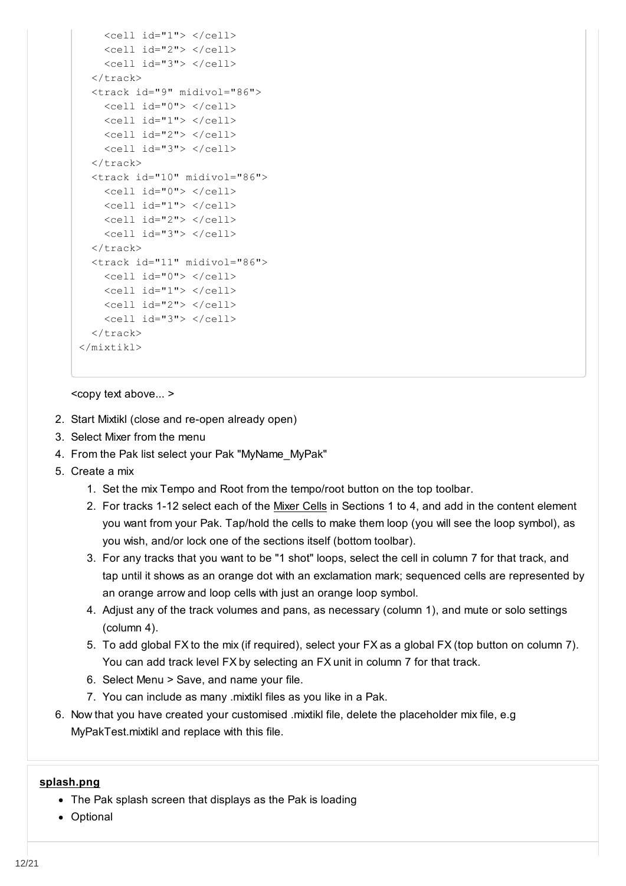```
    <cell id="1"> </cell>
    <cell id="2"> </cell>
    <cell id="3"> </cell>
  </track>
  <track id="9" midivol="86">
    <cell id="0"> </cell>
    <cell id="1"> </cell>
    <cell id="2"> </cell>
    <cell id="3"> </cell>
  </track>
  <track id="10" midivol="86">
    <cell id="0"> </cell>
    <cell id="1"> </cell>
    <cell id="2"> </cell>
    <cell id="3"> </cell>
  </track>
  <track id="11" midivol="86">
    <cell id="0"> </cell>
    <cell id="1"> </cell>
    <cell id="2"> </cell>
    <cell id="3"> </cell>
  </track>
</mixtikl>
```

<copy text above... >

2. Start Mixtikl (close and re-open already open)
3. Select Mixer from the menu
4. From the Pak list select your Pak "MyName_MyPak"
5. Create a mix
   1. Set the mix Tempo and Root from the tempo/root button on the top toolbar.
   2. For tracks 1-12 select each of the Mixer Cells in Sections 1 to 4, and add in the content element you want from your Pak. Tap/hold the cells to make them loop (you will see the loop symbol), as you wish, and/or lock one of the sections itself (bottom toolbar).
   3. For any tracks that you want to be "1 shot" loops, select the cell in column 7 for that track, and tap until it shows as an orange dot with an exclamation mark; sequenced cells are represented by an orange arrow and loop cells with just an orange loop symbol.
   4. Adjust any of the track volumes and pans, as necessary (column 1), and mute or solo settings (column 4).
   5. To add global FX to the mix (if required), select your FX as a global FX (top button on column 7). You can add track level FX by selecting an FX unit in column 7 for that track.
   6. Select Menu > Save, and name your file.
   7. You can include as many .mixtikl files as you like in a Pak.
6. Now that you have created your customised .mixtikl file, delete the placeholder mix file, e.g MyPakTest.mixtikl and replace with this file.

**splash.png**

- The Pak splash screen that displays as the Pak is loading
- Optional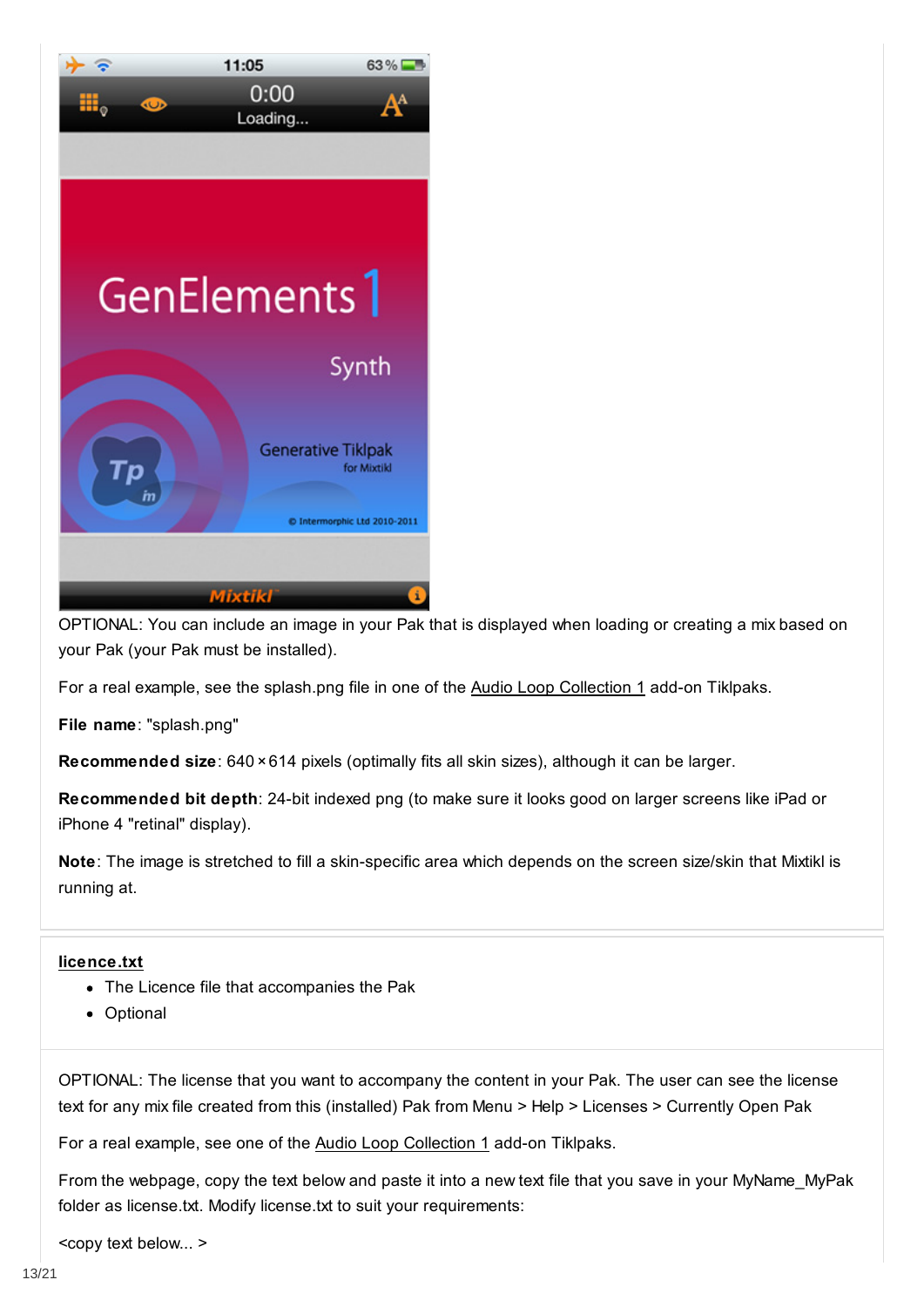OPTIONAL: You can include an image in your Pak that is displayed when loading or creating a mix based on your Pak (your Pak must be installed).

For a real example, see the splash.png file in one of the Audio Loop Collection 1 add-on Tiklpaks.

**File name**: "splash.png"

**Recommended size**: 640 × 614 pixels (optimally fits all skin sizes), although it can be larger.

**Recommended bit depth**: 24-bit indexed png (to make sure it looks good on larger screens like iPad or iPhone 4 "retinal" display).

**Note**: The image is stretched to fill a skin-specific area which depends on the screen size/skin that Mixtikl is running at.

**licence.txt**

- The Licence file that accompanies the Pak
- Optional

OPTIONAL: The license that you want to accompany the content in your Pak. The user can see the license text for any mix file created from this (installed) Pak from Menu > Help > Licenses > Currently Open Pak

For a real example, see one of the Audio Loop Collection 1 add-on Tiklpaks.

From the webpage, copy the text below and paste it into a new text file that you save in your MyName_MyPak folder as license.txt. Modify license.txt to suit your requirements:

<copy text below... >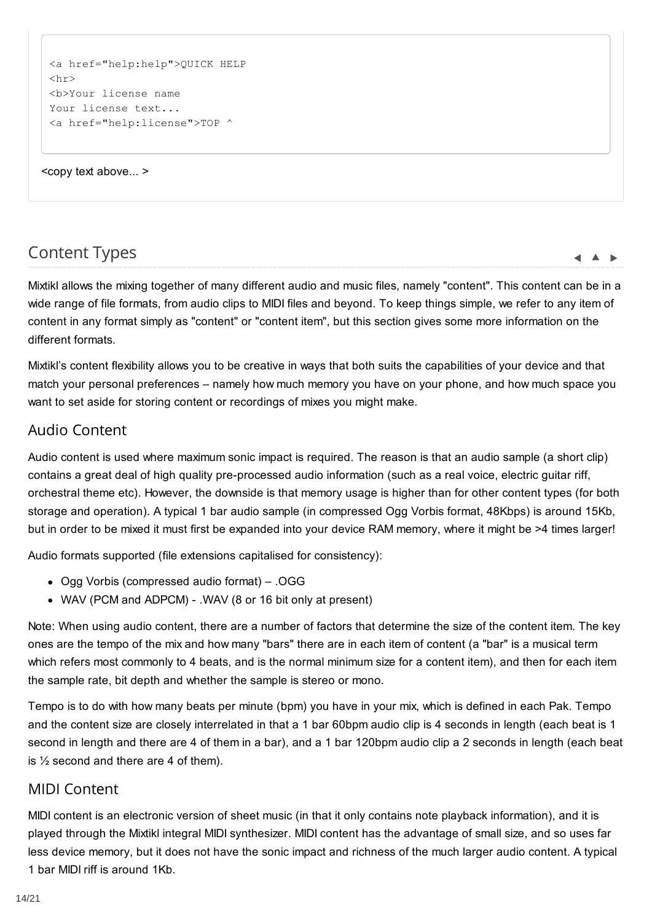```
<a href="help:help">QUICK HELP
<hr>
<b>Your license name
Your license text...
<a href="help:license">TOP ^
```

<copy text above... >

## Content Types

Mixtikl allows the mixing together of many different audio and music files, namely "content". This content can be in a wide range of file formats, from audio clips to MIDI files and beyond. To keep things simple, we refer to any item of content in any format simply as "content" or "content item", but this section gives some more information on the different formats.

Mixtikl's content flexibility allows you to be creative in ways that both suits the capabilities of your device and that match your personal preferences – namely how much memory you have on your phone, and how much space you want to set aside for storing content or recordings of mixes you might make.

### Audio Content

Audio content is used where maximum sonic impact is required. The reason is that an audio sample (a short clip) contains a great deal of high quality pre-processed audio information (such as a real voice, electric guitar riff, orchestral theme etc). However, the downside is that memory usage is higher than for other content types (for both storage and operation). A typical 1 bar audio sample (in compressed Ogg Vorbis format, 48Kbps) is around 15Kb, but in order to be mixed it must first be expanded into your device RAM memory, where it might be >4 times larger!

Audio formats supported (file extensions capitalised for consistency):

- Ogg Vorbis (compressed audio format) – .OGG
- WAV (PCM and ADPCM) - .WAV (8 or 16 bit only at present)

Note: When using audio content, there are a number of factors that determine the size of the content item. The key ones are the tempo of the mix and how many "bars" there are in each item of content (a "bar" is a musical term which refers most commonly to 4 beats, and is the normal minimum size for a content item), and then for each item the sample rate, bit depth and whether the sample is stereo or mono.

Tempo is to do with how many beats per minute (bpm) you have in your mix, which is defined in each Pak. Tempo and the content size are closely interrelated in that a 1 bar 60bpm audio clip is 4 seconds in length (each beat is 1 second in length and there are 4 of them in a bar), and a 1 bar 120bpm audio clip a 2 seconds in length (each beat is ½ second and there are 4 of them).

### MIDI Content

MIDI content is an electronic version of sheet music (in that it only contains note playback information), and it is played through the Mixtikl integral MIDI synthesizer. MIDI content has the advantage of small size, and so uses far less device memory, but it does not have the sonic impact and richness of the much larger audio content. A typical 1 bar MIDI riff is around 1Kb.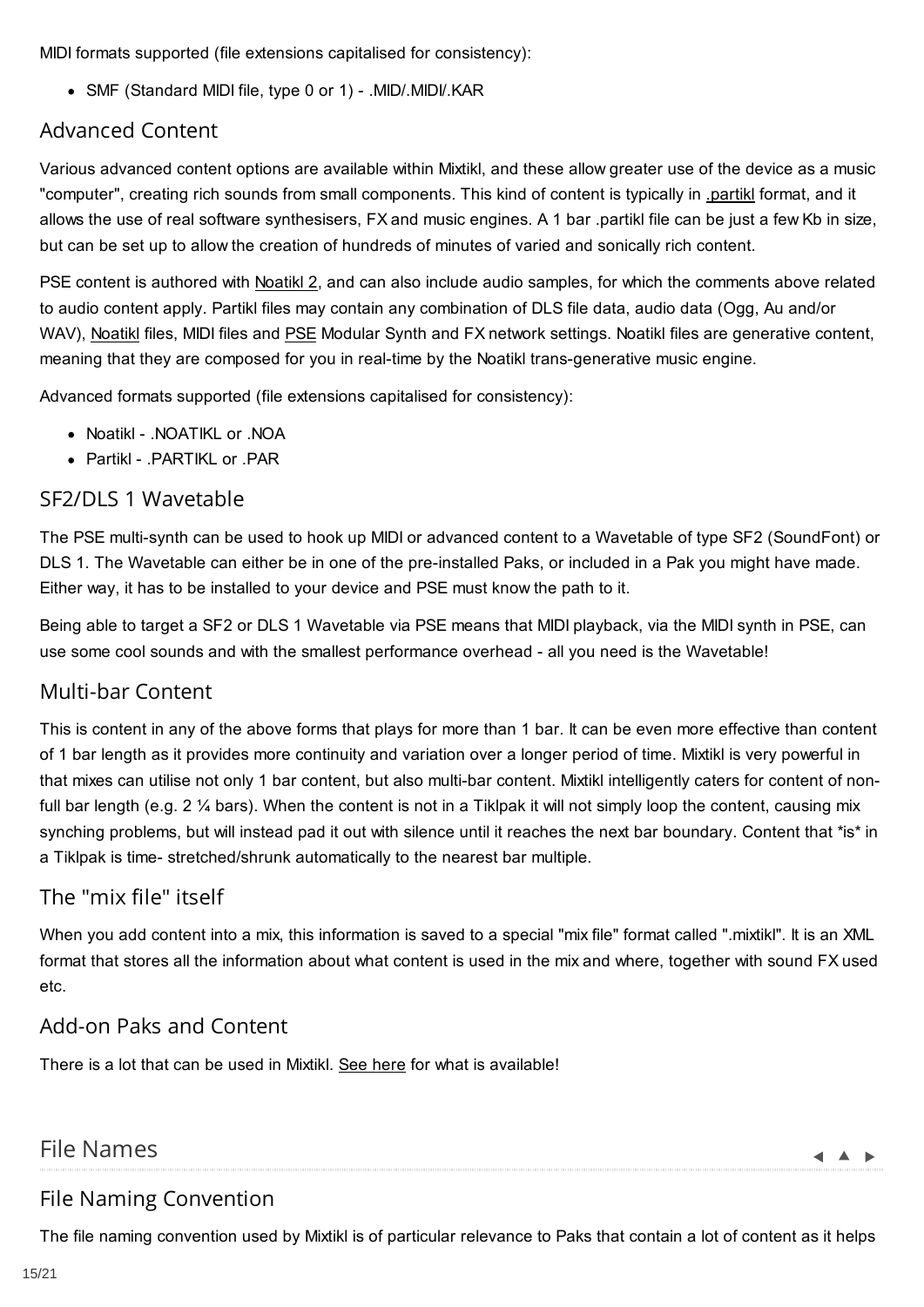MIDI formats supported (file extensions capitalised for consistency):

- SMF (Standard MIDI file, type 0 or 1) - .MID/.MIDI/.KAR

## Advanced Content

Various advanced content options are available within Mixtikl, and these allow greater use of the device as a music "computer", creating rich sounds from small components. This kind of content is typically in .partikl format, and it allows the use of real software synthesisers, FX and music engines. A 1 bar .partikl file can be just a few Kb in size, but can be set up to allow the creation of hundreds of minutes of varied and sonically rich content.

PSE content is authored with Noatikl 2, and can also include audio samples, for which the comments above related to audio content apply. Partikl files may contain any combination of DLS file data, audio data (Ogg, Au and/or WAV), Noatikl files, MIDI files and PSE Modular Synth and FX network settings. Noatikl files are generative content, meaning that they are composed for you in real-time by the Noatikl trans-generative music engine.

Advanced formats supported (file extensions capitalised for consistency):

- Noatikl - .NOATIKL or .NOA
- Partikl - .PARTIKL or .PAR

## SF2/DLS 1 Wavetable

The PSE multi-synth can be used to hook up MIDI or advanced content to a Wavetable of type SF2 (SoundFont) or DLS 1. The Wavetable can either be in one of the pre-installed Paks, or included in a Pak you might have made. Either way, it has to be installed to your device and PSE must know the path to it.

Being able to target a SF2 or DLS 1 Wavetable via PSE means that MIDI playback, via the MIDI synth in PSE, can use some cool sounds and with the smallest performance overhead - all you need is the Wavetable!

## Multi-bar Content

This is content in any of the above forms that plays for more than 1 bar. It can be even more effective than content of 1 bar length as it provides more continuity and variation over a longer period of time. Mixtikl is very powerful in that mixes can utilise not only 1 bar content, but also multi-bar content. Mixtikl intelligently caters for content of non-full bar length (e.g. 2 ¼ bars). When the content is not in a Tiklpak it will not simply loop the content, causing mix synching problems, but will instead pad it out with silence until it reaches the next bar boundary. Content that *is* in a Tiklpak is time- stretched/shrunk automatically to the nearest bar multiple.

## The "mix file" itself

When you add content into a mix, this information is saved to a special "mix file" format called ".mixtikl". It is an XML format that stores all the information about what content is used in the mix and where, together with sound FX used etc.

## Add-on Paks and Content

There is a lot that can be used in Mixtikl. See here for what is available!

# File Names

## File Naming Convention

The file naming convention used by Mixtikl is of particular relevance to Paks that contain a lot of content as it helps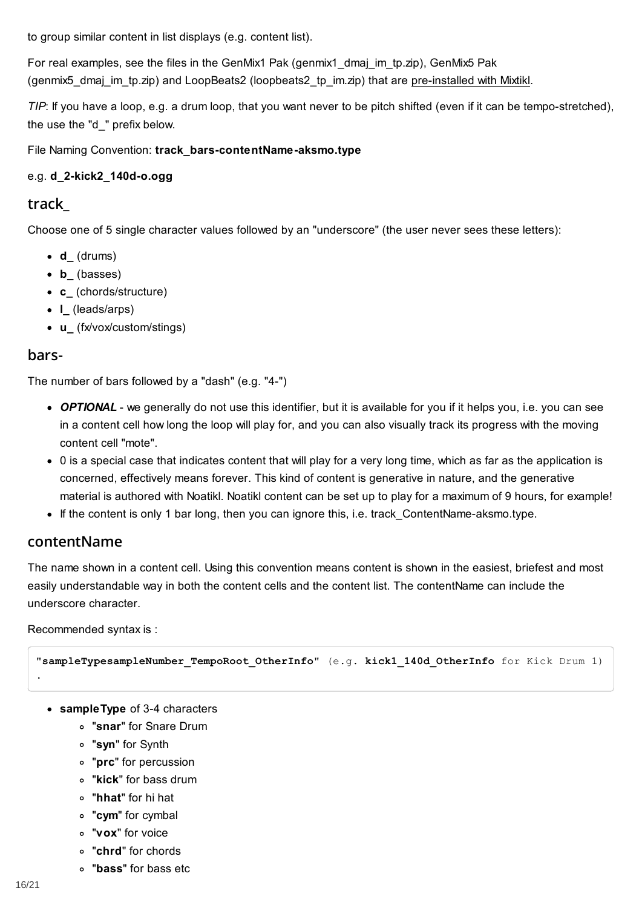to group similar content in list displays (e.g. content list).

For real examples, see the files in the GenMix1 Pak (genmix1_dmaj_im_tp.zip), GenMix5 Pak (genmix5_dmaj_im_tp.zip) and LoopBeats2 (loopbeats2_tp_im.zip) that are pre-installed with Mixtikl.

*TIP*: If you have a loop, e.g. a drum loop, that you want never to be pitch shifted (even if it can be tempo-stretched), the use the "d_" prefix below.

File Naming Convention: **track_bars-contentName-aksmo.type**

e.g. **d_2-kick2_140d-o.ogg**

## track_

Choose one of 5 single character values followed by an "underscore" (the user never sees these letters):

- **d_** (drums)
- **b_** (basses)
- **c_** (chords/structure)
- **l_** (leads/arps)
- **u_** (fx/vox/custom/stings)

## bars-

The number of bars followed by a "dash" (e.g. "4-")

- ***OPTIONAL*** - we generally do not use this identifier, but it is available for you if it helps you, i.e. you can see in a content cell how long the loop will play for, and you can also visually track its progress with the moving content cell "mote".
- 0 is a special case that indicates content that will play for a very long time, which as far as the application is concerned, effectively means forever. This kind of content is generative in nature, and the generative material is authored with Noatikl. Noatikl content can be set up to play for a maximum of 9 hours, for example!
- If the content is only 1 bar long, then you can ignore this, i.e. track_ContentName-aksmo.type.

## contentName

The name shown in a content cell. Using this convention means content is shown in the easiest, briefest and most easily understandable way in both the content cells and the content list. The contentName can include the underscore character.

Recommended syntax is :

```
"sampleTypesampleNumber_TempoRoot_OtherInfo" (e.g. kick1_140d_OtherInfo for Kick Drum 1)
.
```

- **sampleType** of 3-4 characters
  - "**snar**" for Snare Drum
  - "**syn**" for Synth
  - "**prc**" for percussion
  - "**kick**" for bass drum
  - "**hhat**" for hi hat
  - "**cym**" for cymbal
  - "**vox**" for voice
  - "**chrd**" for chords
  - "**bass**" for bass etc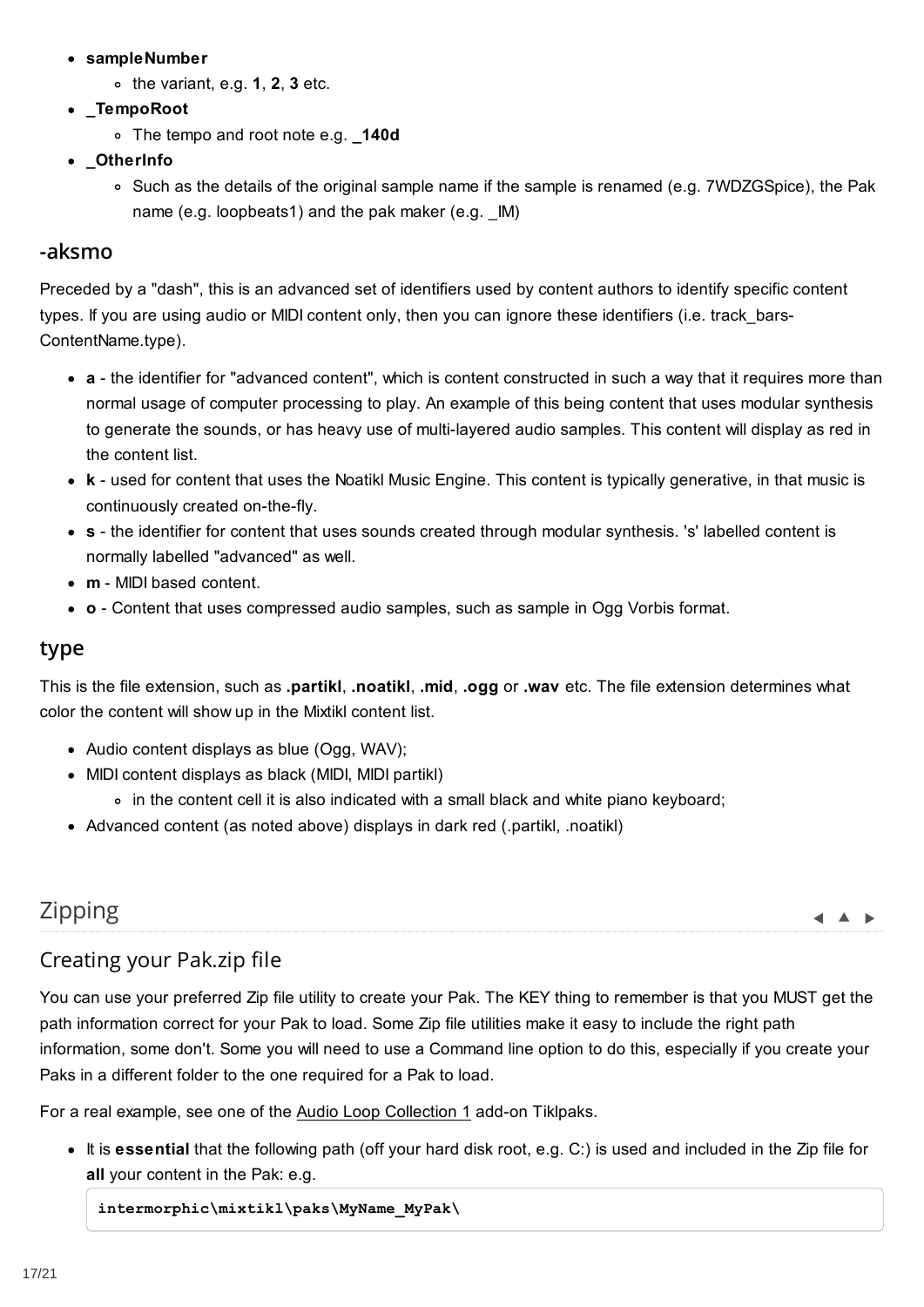- **sampleNumber**
  - the variant, e.g. **1**, **2**, **3** etc.
- **_TempoRoot**
  - The tempo and root note e.g. **_140d**
- **_OtherInfo**
  - Such as the details of the original sample name if the sample is renamed (e.g. 7WDZGSpice), the Pak name (e.g. loopbeats1) and the pak maker (e.g. _IM)

### -aksmo

Preceded by a "dash", this is an advanced set of identifiers used by content authors to identify specific content types. If you are using audio or MIDI content only, then you can ignore these identifiers (i.e. track_bars-ContentName.type).

- **a** - the identifier for "advanced content", which is content constructed in such a way that it requires more than normal usage of computer processing to play. An example of this being content that uses modular synthesis to generate the sounds, or has heavy use of multi-layered audio samples. This content will display as red in the content list.
- **k** - used for content that uses the Noatikl Music Engine. This content is typically generative, in that music is continuously created on-the-fly.
- **s** - the identifier for content that uses sounds created through modular synthesis. 's' labelled content is normally labelled "advanced" as well.
- **m** - MIDI based content.
- **o** - Content that uses compressed audio samples, such as sample in Ogg Vorbis format.

### type

This is the file extension, such as **.partikl**, **.noatikl**, **.mid**, **.ogg** or **.wav** etc. The file extension determines what color the content will show up in the Mixtikl content list.

- Audio content displays as blue (Ogg, WAV);
- MIDI content displays as black (MIDI, MIDI partikl)
  - in the content cell it is also indicated with a small black and white piano keyboard;
- Advanced content (as noted above) displays in dark red (.partikl, .noatikl)

## Zipping

### Creating your Pak.zip file

You can use your preferred Zip file utility to create your Pak. The KEY thing to remember is that you MUST get the path information correct for your Pak to load. Some Zip file utilities make it easy to include the right path information, some don't. Some you will need to use a Command line option to do this, especially if you create your Paks in a different folder to the one required for a Pak to load.

For a real example, see one of the Audio Loop Collection 1 add-on Tiklpaks.

- It is **essential** that the following path (off your hard disk root, e.g. C:) is used and included in the Zip file for **all** your content in the Pak: e.g.

```
intermorphic\mixtikl\paks\MyName_MyPak\
```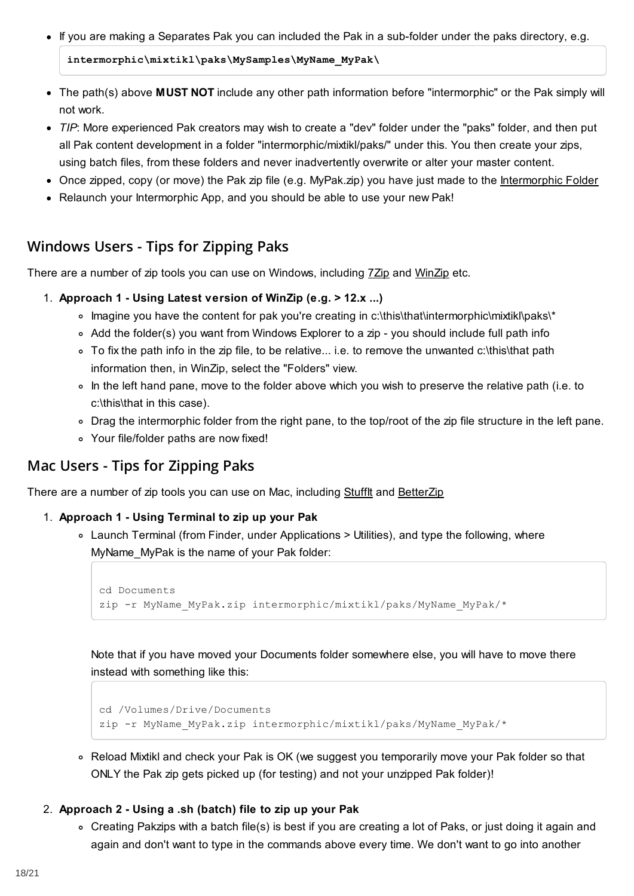- If you are making a Separates Pak you can included the Pak in a sub-folder under the paks directory, e.g.

```
intermorphic\mixtikl\paks\MySamples\MyName_MyPak\
```

- The path(s) above **MUST NOT** include any other path information before "intermorphic" or the Pak simply will not work.
- *TIP*: More experienced Pak creators may wish to create a "dev" folder under the "paks" folder, and then put all Pak content development in a folder "intermorphic/mixtikl/paks/" under this. You then create your zips, using batch files, from these folders and never inadvertently overwrite or alter your master content.
- Once zipped, copy (or move) the Pak zip file (e.g. MyPak.zip) you have just made to the Intermorphic Folder
- Relaunch your Intermorphic App, and you should be able to use your new Pak!

## Windows Users - Tips for Zipping Paks

There are a number of zip tools you can use on Windows, including 7Zip and WinZip etc.

1. **Approach 1 - Using Latest version of WinZip (e.g. > 12.x ...)**
   - Imagine you have the content for pak you're creating in c:\this\that\intermorphic\mixtikl\paks\*
   - Add the folder(s) you want from Windows Explorer to a zip - you should include full path info
   - To fix the path info in the zip file, to be relative... i.e. to remove the unwanted c:\this\that path information then, in WinZip, select the "Folders" view.
   - In the left hand pane, move to the folder above which you wish to preserve the relative path (i.e. to c:\this\that in this case).
   - Drag the intermorphic folder from the right pane, to the top/root of the zip file structure in the left pane.
   - Your file/folder paths are now fixed!

## Mac Users - Tips for Zipping Paks

There are a number of zip tools you can use on Mac, including StuffIt and BetterZip

1. **Approach 1 - Using Terminal to zip up your Pak**
   - Launch Terminal (from Finder, under Applications > Utilities), and type the following, where MyName_MyPak is the name of your Pak folder:

     ```
     cd Documents
     zip -r MyName_MyPak.zip intermorphic/mixtikl/paks/MyName_MyPak/*
     ```

     Note that if you have moved your Documents folder somewhere else, you will have to move there instead with something like this:

     ```
     cd /Volumes/Drive/Documents
     zip -r MyName_MyPak.zip intermorphic/mixtikl/paks/MyName_MyPak/*
     ```

   - Reload Mixtikl and check your Pak is OK (we suggest you temporarily move your Pak folder so that ONLY the Pak zip gets picked up (for testing) and not your unzipped Pak folder)!

2. **Approach 2 - Using a .sh (batch) file to zip up your Pak**
   - Creating Pakzips with a batch file(s) is best if you are creating a lot of Paks, or just doing it again and again and don't want to type in the commands above every time. We don't want to go into another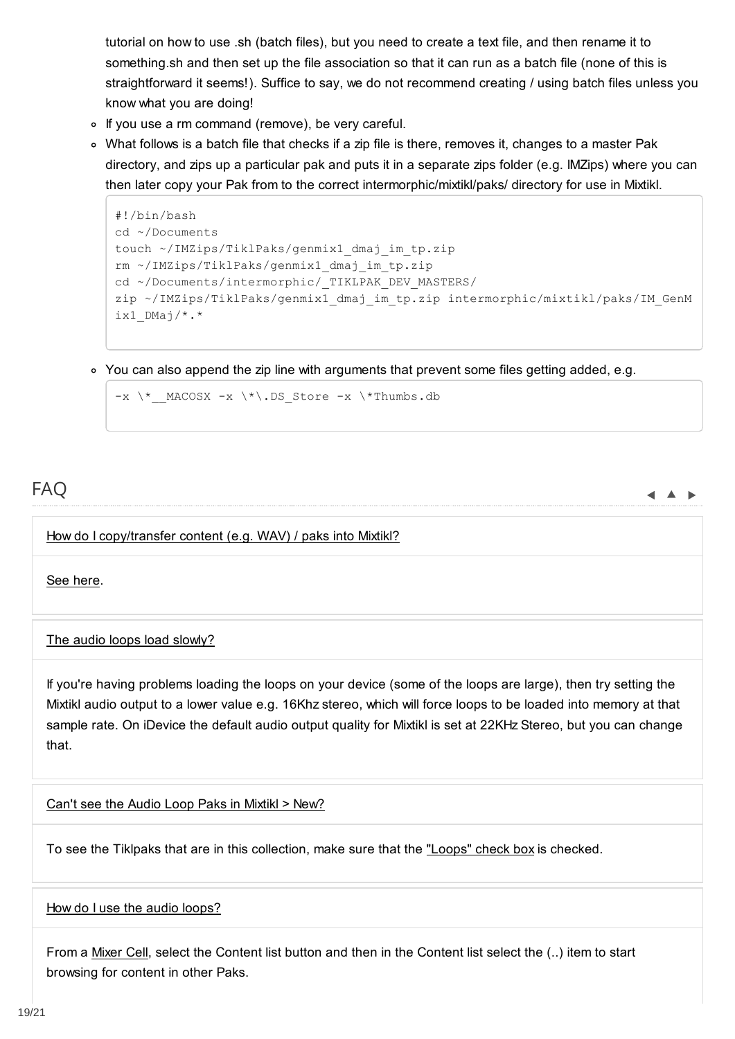tutorial on how to use .sh (batch files), but you need to create a text file, and then rename it to something.sh and then set up the file association so that it can run as a batch file (none of this is straightforward it seems!). Suffice to say, we do not recommend creating / using batch files unless you know what you are doing!

- If you use a rm command (remove), be very careful.
- What follows is a batch file that checks if a zip file is there, removes it, changes to a master Pak directory, and zips up a particular pak and puts it in a separate zips folder (e.g. IMZips) where you can then later copy your Pak from to the correct intermorphic/mixtikl/paks/ directory for use in Mixtikl.

```
#!/bin/bash
cd ~/Documents
touch ~/IMZips/TiklPaks/genmix1_dmaj_im_tp.zip
rm ~/IMZips/TiklPaks/genmix1_dmaj_im_tp.zip
cd ~/Documents/intermorphic/_TIKLPAK_DEV_MASTERS/
zip ~/IMZips/TiklPaks/genmix1_dmaj_im_tp.zip intermorphic/mixtikl/paks/IM_GenMix1_DMaj/*.*
```

- You can also append the zip line with arguments that prevent some files getting added, e.g.

```
-x \*__MACOSX -x \*\.DS_Store -x \*Thumbs.db
```

## FAQ

**How do I copy/transfer content (e.g. WAV) / paks into Mixtikl?**

See here.

**The audio loops load slowly?**

If you're having problems loading the loops on your device (some of the loops are large), then try setting the Mixtikl audio output to a lower value e.g. 16Khz stereo, which will force loops to be loaded into memory at that sample rate. On iDevice the default audio output quality for Mixtikl is set at 22KHz Stereo, but you can change that.

**Can't see the Audio Loop Paks in Mixtikl > New?**

To see the Tiklpaks that are in this collection, make sure that the "Loops" check box is checked.

**How do I use the audio loops?**

From a Mixer Cell, select the Content list button and then in the Content list select the (..) item to start browsing for content in other Paks.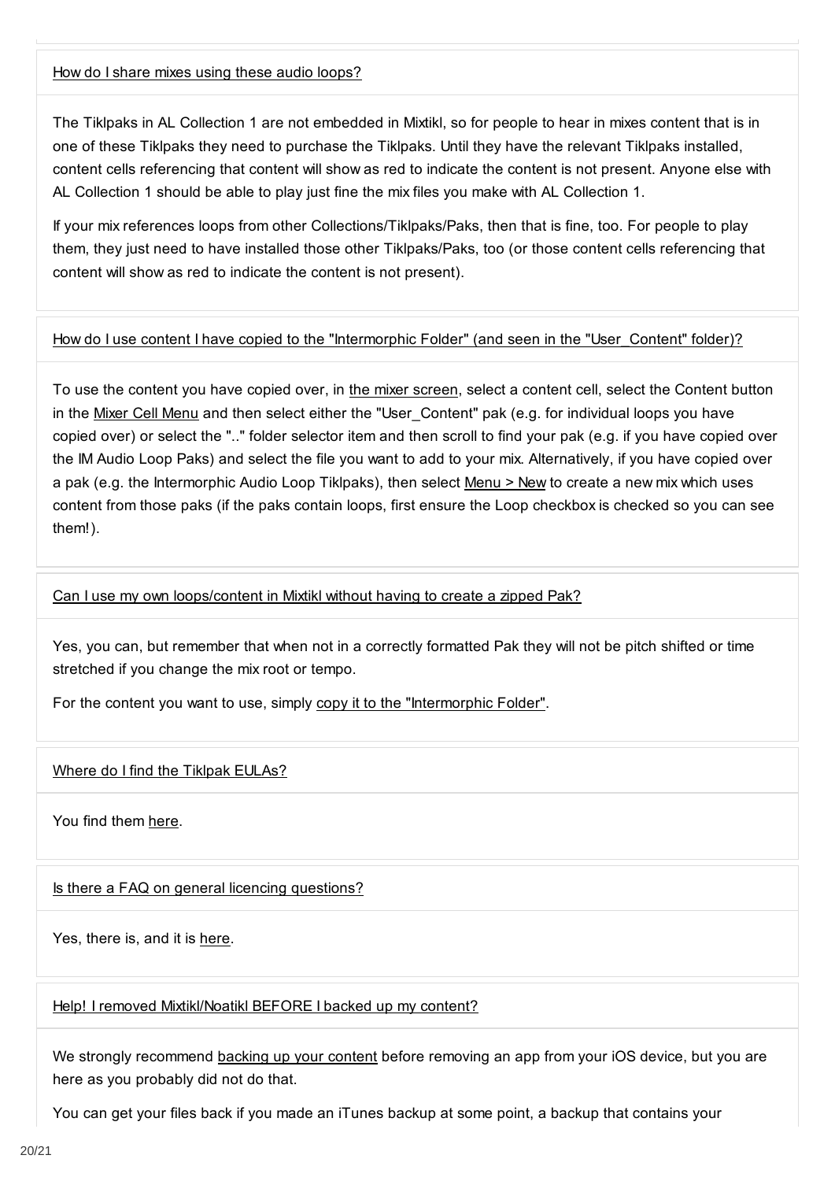### How do I share mixes using these audio loops?

The Tiklpaks in AL Collection 1 are not embedded in Mixtikl, so for people to hear in mixes content that is in one of these Tiklpaks they need to purchase the Tiklpaks. Until they have the relevant Tiklpaks installed, content cells referencing that content will show as red to indicate the content is not present. Anyone else with AL Collection 1 should be able to play just fine the mix files you make with AL Collection 1.

If your mix references loops from other Collections/Tiklpaks/Paks, then that is fine, too. For people to play them, they just need to have installed those other Tiklpaks/Paks, too (or those content cells referencing that content will show as red to indicate the content is not present).

### How do I use content I have copied to the "Intermorphic Folder" (and seen in the "User_Content" folder)?

To use the content you have copied over, in the mixer screen, select a content cell, select the Content button in the Mixer Cell Menu and then select either the "User_Content" pak (e.g. for individual loops you have copied over) or select the ".." folder selector item and then scroll to find your pak (e.g. if you have copied over the IM Audio Loop Paks) and select the file you want to add to your mix. Alternatively, if you have copied over a pak (e.g. the Intermorphic Audio Loop Tiklpaks), then select Menu > New to create a new mix which uses content from those paks (if the paks contain loops, first ensure the Loop checkbox is checked so you can see them!).

### Can I use my own loops/content in Mixtikl without having to create a zipped Pak?

Yes, you can, but remember that when not in a correctly formatted Pak they will not be pitch shifted or time stretched if you change the mix root or tempo.

For the content you want to use, simply copy it to the "Intermorphic Folder".

### Where do I find the Tiklpak EULAs?

You find them here.

### Is there a FAQ on general licencing questions?

Yes, there is, and it is here.

### Help! I removed Mixtikl/Noatikl BEFORE I backed up my content?

We strongly recommend backing up your content before removing an app from your iOS device, but you are here as you probably did not do that.

You can get your files back if you made an iTunes backup at some point, a backup that contains your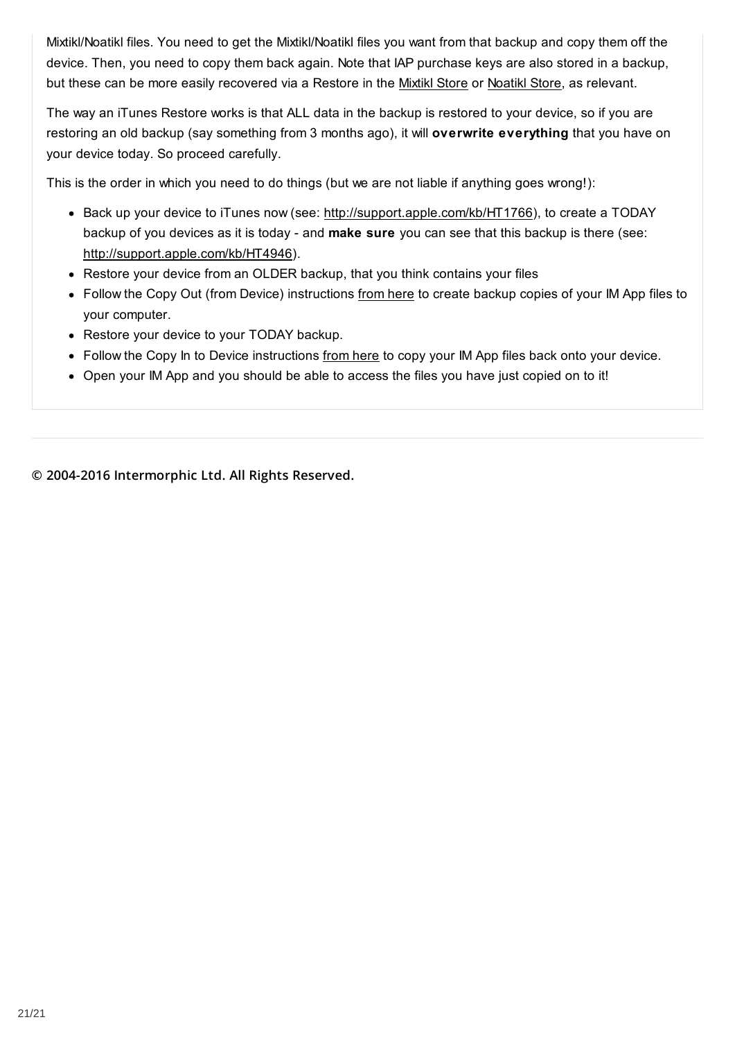Mixtikl/Noatikl files. You need to get the Mixtikl/Noatikl files you want from that backup and copy them off the device. Then, you need to copy them back again. Note that IAP purchase keys are also stored in a backup, but these can be more easily recovered via a Restore in the Mixtikl Store or Noatikl Store, as relevant.

The way an iTunes Restore works is that ALL data in the backup is restored to your device, so if you are restoring an old backup (say something from 3 months ago), it will **overwrite everything** that you have on your device today. So proceed carefully.

This is the order in which you need to do things (but we are not liable if anything goes wrong!):

- Back up your device to iTunes now (see: http://support.apple.com/kb/HT1766), to create a TODAY backup of you devices as it is today - and **make sure** you can see that this backup is there (see: http://support.apple.com/kb/HT4946).
- Restore your device from an OLDER backup, that you think contains your files
- Follow the Copy Out (from Device) instructions from here to create backup copies of your IM App files to your computer.
- Restore your device to your TODAY backup.
- Follow the Copy In to Device instructions from here to copy your IM App files back onto your device.
- Open your IM App and you should be able to access the files you have just copied on to it!

**© 2004-2016 Intermorphic Ltd. All Rights Reserved.**